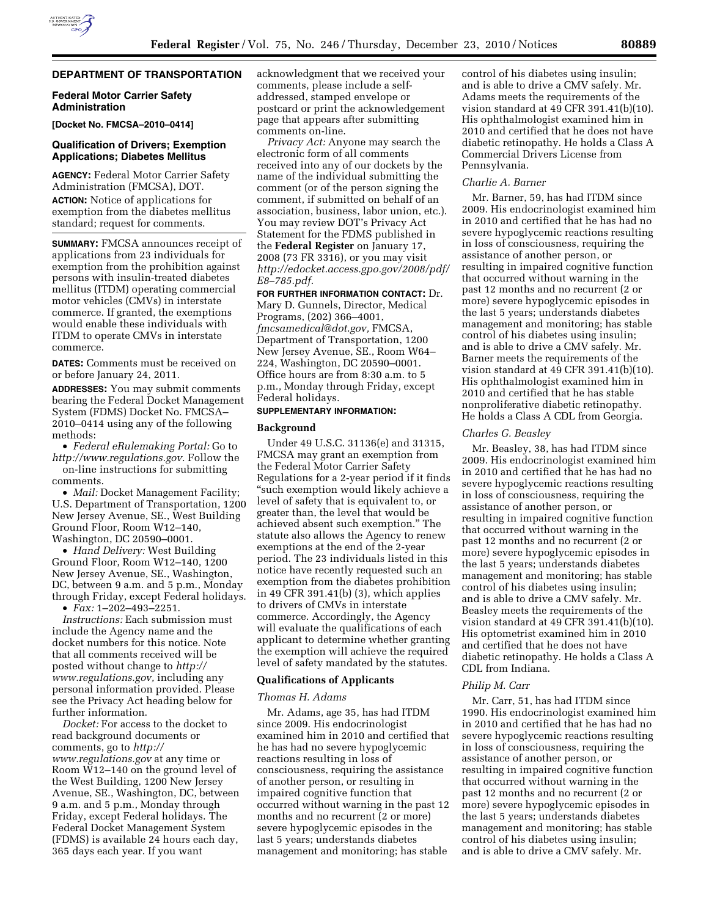## DEPARTMENT OF TRANSPORTATION

### Federal Motor Carrier Safety Administration

**[Docket No. FMCSA–2010–0414]**

### Qualification of Drivers; Exemption Applications; Diabetes Mellitus

**AGENCY:** Federal Motor Carrier Safety Administration (FMCSA), DOT.

**ACTION:** Notice of applications for exemption from the diabetes mellitus standard; request for comments.

**SUMMARY:** FMCSA announces receipt of applications from 23 individuals for exemption from the prohibition against persons with insulin-treated diabetes mellitus (ITDM) operating commercial motor vehicles (CMVs) in interstate commerce. If granted, the exemptions would enable these individuals with ITDM to operate CMVs in interstate commerce.

**DATES:** Comments must be received on or before January 24, 2011.

**ADDRESSES:** You may submit comments bearing the Federal Docket Management System (FDMS) Docket No. FMCSA–2010–0414 using any of the following methods:

- *Federal eRulemaking Portal:* Go to *http://www.regulations.gov.* Follow the on-line instructions for submitting comments.
- *Mail:* Docket Management Facility; U.S. Department of Transportation, 1200 New Jersey Avenue, SE., West Building Ground Floor, Room W12–140, Washington, DC 20590–0001.
- *Hand Delivery:* West Building Ground Floor, Room W12–140, 1200 New Jersey Avenue, SE., Washington, DC, between 9 a.m. and 5 p.m., Monday through Friday, except Federal holidays.
- *Fax:* 1–202–493–2251.

*Instructions:* Each submission must include the Agency name and the docket numbers for this notice. Note that all comments received will be posted without change to *http://www.regulations.gov,* including any personal information provided. Please see the Privacy Act heading below for further information.

*Docket:* For access to the docket to read background documents or comments, go to *http://www.regulations.gov* at any time or Room W12–140 on the ground level of the West Building, 1200 New Jersey Avenue, SE., Washington, DC, between 9 a.m. and 5 p.m., Monday through Friday, except Federal holidays. The Federal Docket Management System (FDMS) is available 24 hours each day, 365 days each year. If you want acknowledgment that we received your comments, please include a self-addressed, stamped envelope or postcard or print the acknowledgement page that appears after submitting comments on-line.

*Privacy Act:* Anyone may search the electronic form of all comments received into any of our dockets by the name of the individual submitting the comment (or of the person signing the comment, if submitted on behalf of an association, business, labor union, etc.). You may review DOT's Privacy Act Statement for the FDMS published in the **Federal Register** on January 17, 2008 (73 FR 3316), or you may visit *http://edocket.access.gpo.gov/2008/pdf/E8–785.pdf.*

**FOR FURTHER INFORMATION CONTACT:** Dr. Mary D. Gunnels, Director, Medical Programs, (202) 366–4001, *fmcsamedical@dot.gov,* FMCSA, Department of Transportation, 1200 New Jersey Avenue, SE., Room W64–224, Washington, DC 20590–0001. Office hours are from 8:30 a.m. to 5 p.m., Monday through Friday, except Federal holidays.

**SUPPLEMENTARY INFORMATION:**

### Background

Under 49 U.S.C. 31136(e) and 31315, FMCSA may grant an exemption from the Federal Motor Carrier Safety Regulations for a 2-year period if it finds "such exemption would likely achieve a level of safety that is equivalent to, or greater than, the level that would be achieved absent such exemption." The statute also allows the Agency to renew exemptions at the end of the 2-year period. The 23 individuals listed in this notice have recently requested such an exemption from the diabetes prohibition in 49 CFR 391.41(b) (3), which applies to drivers of CMVs in interstate commerce. Accordingly, the Agency will evaluate the qualifications of each applicant to determine whether granting the exemption will achieve the required level of safety mandated by the statutes.

### Qualifications of Applicants

*Thomas H. Adams*

Mr. Adams, age 35, has had ITDM since 2009. His endocrinologist examined him in 2010 and certified that he has had no severe hypoglycemic reactions resulting in loss of consciousness, requiring the assistance of another person, or resulting in impaired cognitive function that occurred without warning in the past 12 months and no recurrent (2 or more) severe hypoglycemic episodes in the last 5 years; understands diabetes management and monitoring; has stable control of his diabetes using insulin; and is able to drive a CMV safely. Mr. Adams meets the requirements of the vision standard at 49 CFR 391.41(b)(10). His ophthalmologist examined him in 2010 and certified that he does not have diabetic retinopathy. He holds a Class A Commercial Drivers License from Pennsylvania.

*Charlie A. Barner*

Mr. Barner, 59, has had ITDM since 2009. His endocrinologist examined him in 2010 and certified that he has had no severe hypoglycemic reactions resulting in loss of consciousness, requiring the assistance of another person, or resulting in impaired cognitive function that occurred without warning in the past 12 months and no recurrent (2 or more) severe hypoglycemic episodes in the last 5 years; understands diabetes management and monitoring; has stable control of his diabetes using insulin; and is able to drive a CMV safely. Mr. Barner meets the requirements of the vision standard at 49 CFR 391.41(b)(10). His ophthalmologist examined him in 2010 and certified that he has stable nonproliferative diabetic retinopathy. He holds a Class A CDL from Georgia.

*Charles G. Beasley*

Mr. Beasley, 38, has had ITDM since 2009. His endocrinologist examined him in 2010 and certified that he has had no severe hypoglycemic reactions resulting in loss of consciousness, requiring the assistance of another person, or resulting in impaired cognitive function that occurred without warning in the past 12 months and no recurrent (2 or more) severe hypoglycemic episodes in the last 5 years; understands diabetes management and monitoring; has stable control of his diabetes using insulin; and is able to drive a CMV safely. Mr. Beasley meets the requirements of the vision standard at 49 CFR 391.41(b)(10). His optometrist examined him in 2010 and certified that he does not have diabetic retinopathy. He holds a Class A CDL from Indiana.

*Philip M. Carr*

Mr. Carr, 51, has had ITDM since 1990. His endocrinologist examined him in 2010 and certified that he has had no severe hypoglycemic reactions resulting in loss of consciousness, requiring the assistance of another person, or resulting in impaired cognitive function that occurred without warning in the past 12 months and no recurrent (2 or more) severe hypoglycemic episodes in the last 5 years; understands diabetes management and monitoring; has stable control of his diabetes using insulin; and is able to drive a CMV safely. Mr.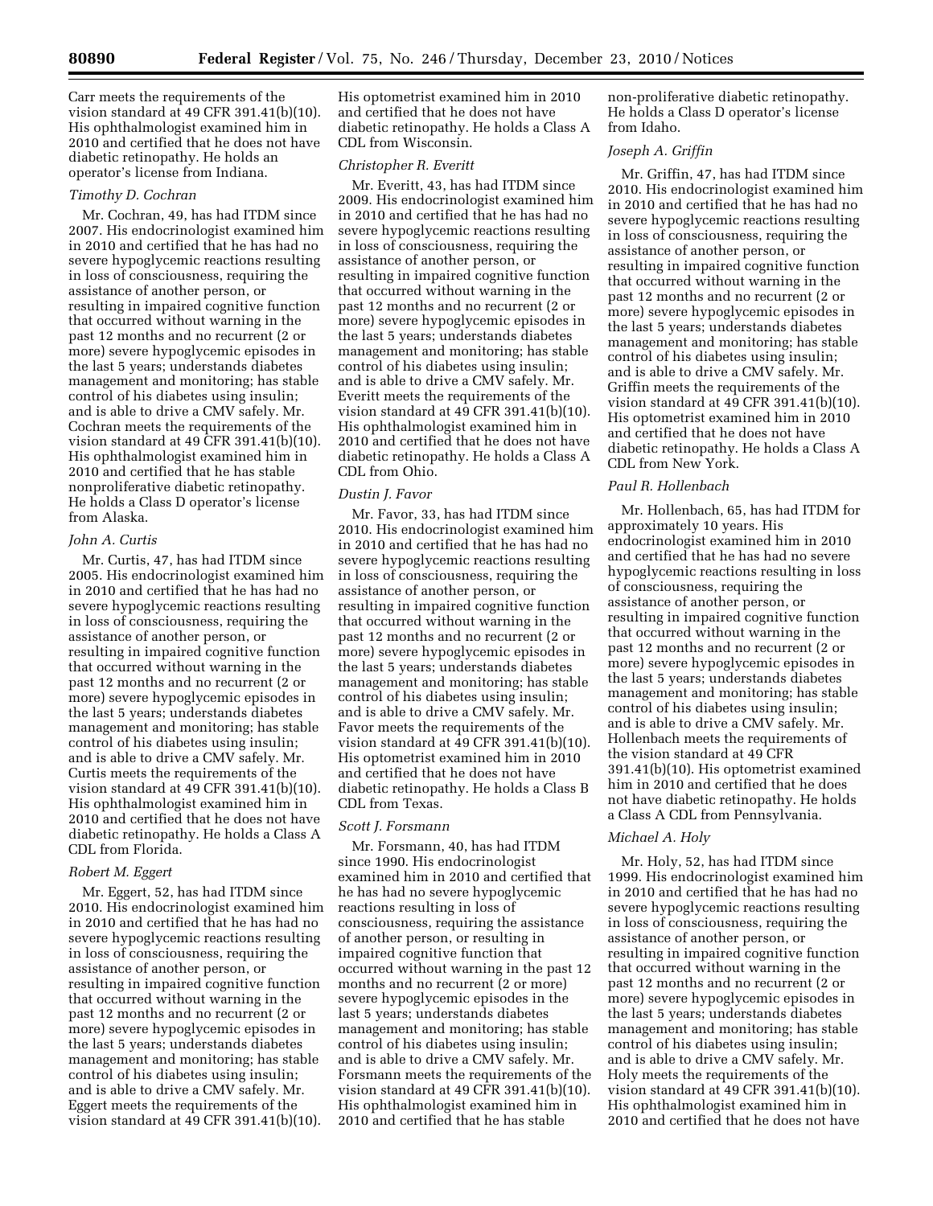Carr meets the requirements of the vision standard at 49 CFR 391.41(b)(10). His ophthalmologist examined him in 2010 and certified that he does not have diabetic retinopathy. He holds an operator's license from Indiana.

*Timothy D. Cochran*

Mr. Cochran, 49, has had ITDM since 2007. His endocrinologist examined him in 2010 and certified that he has had no severe hypoglycemic reactions resulting in loss of consciousness, requiring the assistance of another person, or resulting in impaired cognitive function that occurred without warning in the past 12 months and no recurrent (2 or more) severe hypoglycemic episodes in the last 5 years; understands diabetes management and monitoring; has stable control of his diabetes using insulin; and is able to drive a CMV safely. Mr. Cochran meets the requirements of the vision standard at 49 CFR 391.41(b)(10). His ophthalmologist examined him in 2010 and certified that he has stable nonproliferative diabetic retinopathy. He holds a Class D operator's license from Alaska.

*John A. Curtis*

Mr. Curtis, 47, has had ITDM since 2005. His endocrinologist examined him in 2010 and certified that he has had no severe hypoglycemic reactions resulting in loss of consciousness, requiring the assistance of another person, or resulting in impaired cognitive function that occurred without warning in the past 12 months and no recurrent (2 or more) severe hypoglycemic episodes in the last 5 years; understands diabetes management and monitoring; has stable control of his diabetes using insulin; and is able to drive a CMV safely. Mr. Curtis meets the requirements of the vision standard at 49 CFR 391.41(b)(10). His ophthalmologist examined him in 2010 and certified that he does not have diabetic retinopathy. He holds a Class A CDL from Florida.

*Robert M. Eggert*

Mr. Eggert, 52, has had ITDM since 2010. His endocrinologist examined him in 2010 and certified that he has had no severe hypoglycemic reactions resulting in loss of consciousness, requiring the assistance of another person, or resulting in impaired cognitive function that occurred without warning in the past 12 months and no recurrent (2 or more) severe hypoglycemic episodes in the last 5 years; understands diabetes management and monitoring; has stable control of his diabetes using insulin; and is able to drive a CMV safely. Mr. Eggert meets the requirements of the vision standard at 49 CFR 391.41(b)(10). His optometrist examined him in 2010 and certified that he does not have diabetic retinopathy. He holds a Class A CDL from Wisconsin.

*Christopher R. Everitt*

Mr. Everitt, 43, has had ITDM since 2009. His endocrinologist examined him in 2010 and certified that he has had no severe hypoglycemic reactions resulting in loss of consciousness, requiring the assistance of another person, or resulting in impaired cognitive function that occurred without warning in the past 12 months and no recurrent (2 or more) severe hypoglycemic episodes in the last 5 years; understands diabetes management and monitoring; has stable control of his diabetes using insulin; and is able to drive a CMV safely. Mr. Everitt meets the requirements of the vision standard at 49 CFR 391.41(b)(10). His ophthalmologist examined him in 2010 and certified that he does not have diabetic retinopathy. He holds a Class A CDL from Ohio.

*Dustin J. Favor*

Mr. Favor, 33, has had ITDM since 2010. His endocrinologist examined him in 2010 and certified that he has had no severe hypoglycemic reactions resulting in loss of consciousness, requiring the assistance of another person, or resulting in impaired cognitive function that occurred without warning in the past 12 months and no recurrent (2 or more) severe hypoglycemic episodes in the last 5 years; understands diabetes management and monitoring; has stable control of his diabetes using insulin; and is able to drive a CMV safely. Mr. Favor meets the requirements of the vision standard at 49 CFR 391.41(b)(10). His optometrist examined him in 2010 and certified that he does not have diabetic retinopathy. He holds a Class B CDL from Texas.

*Scott J. Forsmann*

Mr. Forsmann, 40, has had ITDM since 1990. His endocrinologist examined him in 2010 and certified that he has had no severe hypoglycemic reactions resulting in loss of consciousness, requiring the assistance of another person, or resulting in impaired cognitive function that occurred without warning in the past 12 months and no recurrent (2 or more) severe hypoglycemic episodes in the last 5 years; understands diabetes management and monitoring; has stable control of his diabetes using insulin; and is able to drive a CMV safely. Mr. Forsmann meets the requirements of the vision standard at 49 CFR 391.41(b)(10). His ophthalmologist examined him in 2010 and certified that he has stable non-proliferative diabetic retinopathy. He holds a Class D operator's license from Idaho.

*Joseph A. Griffin*

Mr. Griffin, 47, has had ITDM since 2010. His endocrinologist examined him in 2010 and certified that he has had no severe hypoglycemic reactions resulting in loss of consciousness, requiring the assistance of another person, or resulting in impaired cognitive function that occurred without warning in the past 12 months and no recurrent (2 or more) severe hypoglycemic episodes in the last 5 years; understands diabetes management and monitoring; has stable control of his diabetes using insulin; and is able to drive a CMV safely. Mr. Griffin meets the requirements of the vision standard at 49 CFR 391.41(b)(10). His optometrist examined him in 2010 and certified that he does not have diabetic retinopathy. He holds a Class A CDL from New York.

*Paul R. Hollenbach*

Mr. Hollenbach, 65, has had ITDM for approximately 10 years. His endocrinologist examined him in 2010 and certified that he has had no severe hypoglycemic reactions resulting in loss of consciousness, requiring the assistance of another person, or resulting in impaired cognitive function that occurred without warning in the past 12 months and no recurrent (2 or more) severe hypoglycemic episodes in the last 5 years; understands diabetes management and monitoring; has stable control of his diabetes using insulin; and is able to drive a CMV safely. Mr. Hollenbach meets the requirements of the vision standard at 49 CFR 391.41(b)(10). His optometrist examined him in 2010 and certified that he does not have diabetic retinopathy. He holds a Class A CDL from Pennsylvania.

*Michael A. Holy*

Mr. Holy, 52, has had ITDM since 1999. His endocrinologist examined him in 2010 and certified that he has had no severe hypoglycemic reactions resulting in loss of consciousness, requiring the assistance of another person, or resulting in impaired cognitive function that occurred without warning in the past 12 months and no recurrent (2 or more) severe hypoglycemic episodes in the last 5 years; understands diabetes management and monitoring; has stable control of his diabetes using insulin; and is able to drive a CMV safely. Mr. Holy meets the requirements of the vision standard at 49 CFR 391.41(b)(10). His ophthalmologist examined him in 2010 and certified that he does not have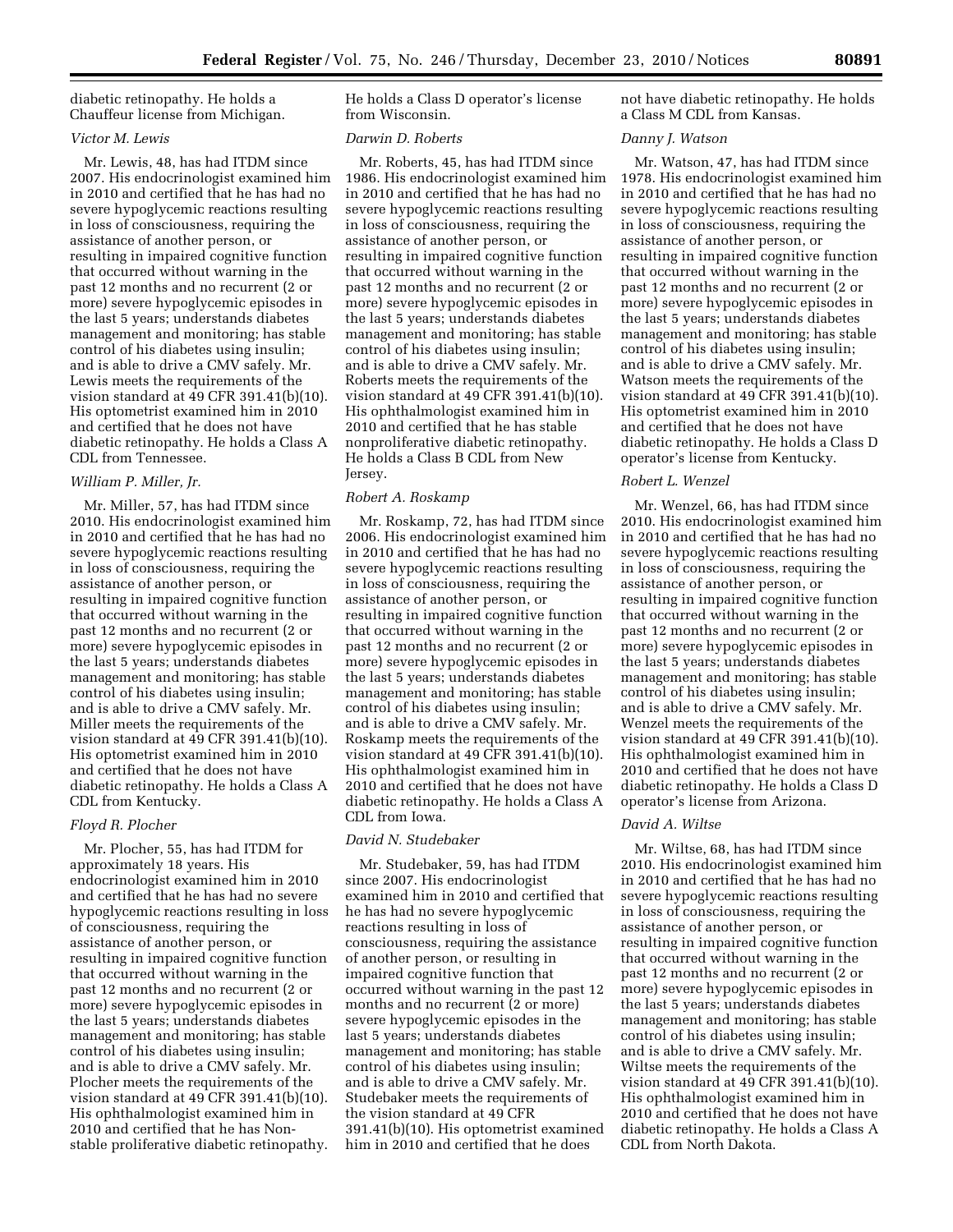diabetic retinopathy. He holds a Chauffeur license from Michigan.

*Victor M. Lewis*

Mr. Lewis, 48, has had ITDM since 2007. His endocrinologist examined him in 2010 and certified that he has had no severe hypoglycemic reactions resulting in loss of consciousness, requiring the assistance of another person, or resulting in impaired cognitive function that occurred without warning in the past 12 months and no recurrent (2 or more) severe hypoglycemic episodes in the last 5 years; understands diabetes management and monitoring; has stable control of his diabetes using insulin; and is able to drive a CMV safely. Mr. Lewis meets the requirements of the vision standard at 49 CFR 391.41(b)(10). His optometrist examined him in 2010 and certified that he does not have diabetic retinopathy. He holds a Class A CDL from Tennessee.

*William P. Miller, Jr.*

Mr. Miller, 57, has had ITDM since 2010. His endocrinologist examined him in 2010 and certified that he has had no severe hypoglycemic reactions resulting in loss of consciousness, requiring the assistance of another person, or resulting in impaired cognitive function that occurred without warning in the past 12 months and no recurrent (2 or more) severe hypoglycemic episodes in the last 5 years; understands diabetes management and monitoring; has stable control of his diabetes using insulin; and is able to drive a CMV safely. Mr. Miller meets the requirements of the vision standard at 49 CFR 391.41(b)(10). His optometrist examined him in 2010 and certified that he does not have diabetic retinopathy. He holds a Class A CDL from Kentucky.

*Floyd R. Plocher*

Mr. Plocher, 55, has had ITDM for approximately 18 years. His endocrinologist examined him in 2010 and certified that he has had no severe hypoglycemic reactions resulting in loss of consciousness, requiring the assistance of another person, or resulting in impaired cognitive function that occurred without warning in the past 12 months and no recurrent (2 or more) severe hypoglycemic episodes in the last 5 years; understands diabetes management and monitoring; has stable control of his diabetes using insulin; and is able to drive a CMV safely. Mr. Plocher meets the requirements of the vision standard at 49 CFR 391.41(b)(10). His ophthalmologist examined him in 2010 and certified that he has Non-stable proliferative diabetic retinopathy. He holds a Class D operator's license from Wisconsin.

*Darwin D. Roberts*

Mr. Roberts, 45, has had ITDM since 1986. His endocrinologist examined him in 2010 and certified that he has had no severe hypoglycemic reactions resulting in loss of consciousness, requiring the assistance of another person, or resulting in impaired cognitive function that occurred without warning in the past 12 months and no recurrent (2 or more) severe hypoglycemic episodes in the last 5 years; understands diabetes management and monitoring; has stable control of his diabetes using insulin; and is able to drive a CMV safely. Mr. Roberts meets the requirements of the vision standard at 49 CFR 391.41(b)(10). His ophthalmologist examined him in 2010 and certified that he has stable nonproliferative diabetic retinopathy. He holds a Class B CDL from New Jersey.

*Robert A. Roskamp*

Mr. Roskamp, 72, has had ITDM since 2006. His endocrinologist examined him in 2010 and certified that he has had no severe hypoglycemic reactions resulting in loss of consciousness, requiring the assistance of another person, or resulting in impaired cognitive function that occurred without warning in the past 12 months and no recurrent (2 or more) severe hypoglycemic episodes in the last 5 years; understands diabetes management and monitoring; has stable control of his diabetes using insulin; and is able to drive a CMV safely. Mr. Roskamp meets the requirements of the vision standard at 49 CFR 391.41(b)(10). His ophthalmologist examined him in 2010 and certified that he does not have diabetic retinopathy. He holds a Class A CDL from Iowa.

*David N. Studebaker*

Mr. Studebaker, 59, has had ITDM since 2007. His endocrinologist examined him in 2010 and certified that he has had no severe hypoglycemic reactions resulting in loss of consciousness, requiring the assistance of another person, or resulting in impaired cognitive function that occurred without warning in the past 12 months and no recurrent (2 or more) severe hypoglycemic episodes in the last 5 years; understands diabetes management and monitoring; has stable control of his diabetes using insulin; and is able to drive a CMV safely. Mr. Studebaker meets the requirements of the vision standard at 49 CFR 391.41(b)(10). His optometrist examined him in 2010 and certified that he does not have diabetic retinopathy. He holds a Class M CDL from Kansas.

*Danny J. Watson*

Mr. Watson, 47, has had ITDM since 1978. His endocrinologist examined him in 2010 and certified that he has had no severe hypoglycemic reactions resulting in loss of consciousness, requiring the assistance of another person, or resulting in impaired cognitive function that occurred without warning in the past 12 months and no recurrent (2 or more) severe hypoglycemic episodes in the last 5 years; understands diabetes management and monitoring; has stable control of his diabetes using insulin; and is able to drive a CMV safely. Mr. Watson meets the requirements of the vision standard at 49 CFR 391.41(b)(10). His optometrist examined him in 2010 and certified that he does not have diabetic retinopathy. He holds a Class D operator's license from Kentucky.

*Robert L. Wenzel*

Mr. Wenzel, 66, has had ITDM since 2010. His endocrinologist examined him in 2010 and certified that he has had no severe hypoglycemic reactions resulting in loss of consciousness, requiring the assistance of another person, or resulting in impaired cognitive function that occurred without warning in the past 12 months and no recurrent (2 or more) severe hypoglycemic episodes in the last 5 years; understands diabetes management and monitoring; has stable control of his diabetes using insulin; and is able to drive a CMV safely. Mr. Wenzel meets the requirements of the vision standard at 49 CFR 391.41(b)(10). His ophthalmologist examined him in 2010 and certified that he does not have diabetic retinopathy. He holds a Class D operator's license from Arizona.

*David A. Wiltse*

Mr. Wiltse, 68, has had ITDM since 2010. His endocrinologist examined him in 2010 and certified that he has had no severe hypoglycemic reactions resulting in loss of consciousness, requiring the assistance of another person, or resulting in impaired cognitive function that occurred without warning in the past 12 months and no recurrent (2 or more) severe hypoglycemic episodes in the last 5 years; understands diabetes management and monitoring; has stable control of his diabetes using insulin; and is able to drive a CMV safely. Mr. Wiltse meets the requirements of the vision standard at 49 CFR 391.41(b)(10). His ophthalmologist examined him in 2010 and certified that he does not have diabetic retinopathy. He holds a Class A CDL from North Dakota.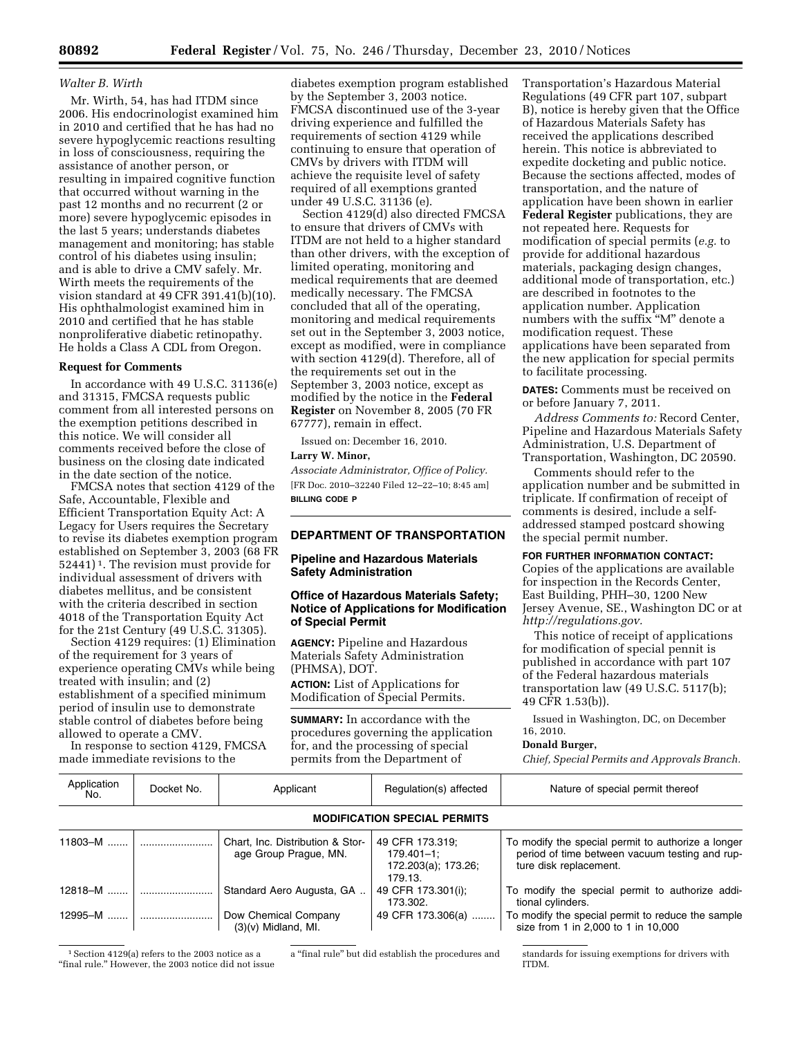*Walter B. Wirth*

Mr. Wirth, 54, has had ITDM since 2006. His endocrinologist examined him in 2010 and certified that he has had no severe hypoglycemic reactions resulting in loss of consciousness, requiring the assistance of another person, or resulting in impaired cognitive function that occurred without warning in the past 12 months and no recurrent (2 or more) severe hypoglycemic episodes in the last 5 years; understands diabetes management and monitoring; has stable control of his diabetes using insulin; and is able to drive a CMV safely. Mr. Wirth meets the requirements of the vision standard at 49 CFR 391.41(b)(10). His ophthalmologist examined him in 2010 and certified that he has stable nonproliferative diabetic retinopathy. He holds a Class A CDL from Oregon.

**Request for Comments**

In accordance with 49 U.S.C. 31136(e) and 31315, FMCSA requests public comment from all interested persons on the exemption petitions described in this notice. We will consider all comments received before the close of business on the closing date indicated in the date section of the notice.

FMCSA notes that section 4129 of the Safe, Accountable, Flexible and Efficient Transportation Equity Act: A Legacy for Users requires the Secretary to revise its diabetes exemption program established on September 3, 2003 (68 FR 52441)[1]. The revision must provide for individual assessment of drivers with diabetes mellitus, and be consistent with the criteria described in section 4018 of the Transportation Equity Act for the 21st Century (49 U.S.C. 31305).

Section 4129 requires: (1) Elimination of the requirement for 3 years of experience operating CMVs while being treated with insulin; and (2) establishment of a specified minimum period of insulin use to demonstrate stable control of diabetes before being allowed to operate a CMV.

In response to section 4129, FMCSA made immediate revisions to the diabetes exemption program established by the September 3, 2003 notice. FMCSA discontinued use of the 3-year driving experience and fulfilled the requirements of section 4129 while continuing to ensure that operation of CMVs by drivers with ITDM will achieve the requisite level of safety required of all exemptions granted under 49 U.S.C. 31136 (e).

Section 4129(d) also directed FMCSA to ensure that drivers of CMVs with ITDM are not held to a higher standard than other drivers, with the exception of limited operating, monitoring and medical requirements that are deemed medically necessary. The FMCSA concluded that all of the operating, monitoring and medical requirements set out in the September 3, 2003 notice, except as modified, were in compliance with section 4129(d). Therefore, all of the requirements set out in the September 3, 2003 notice, except as modified by the notice in the **Federal Register** on November 8, 2005 (70 FR 67777), remain in effect.

Issued on: December 16, 2010.

**Larry W. Minor,**

*Associate Administrator, Office of Policy.*

[FR Doc. 2010–32240 Filed 12–22–10; 8:45 am]

**BILLING CODE P**

## DEPARTMENT OF TRANSPORTATION

### Pipeline and Hazardous Materials Safety Administration

### Office of Hazardous Materials Safety; Notice of Applications for Modification of Special Permit

**AGENCY:** Pipeline and Hazardous Materials Safety Administration (PHMSA), DOT.

**ACTION:** List of Applications for Modification of Special Permits.

**SUMMARY:** In accordance with the procedures governing the application for, and the processing of special permits from the Department of Transportation's Hazardous Material Regulations (49 CFR part 107, subpart B), notice is hereby given that the Office of Hazardous Materials Safety has received the applications described herein. This notice is abbreviated to expedite docketing and public notice. Because the sections affected, modes of transportation, and the nature of application have been shown in earlier **Federal Register** publications, they are not repeated here. Requests for modification of special permits (*e.g.* to provide for additional hazardous materials, packaging design changes, additional mode of transportation, etc.) are described in footnotes to the application number. Application numbers with the suffix "M" denote a modification request. These applications have been separated from the new application for special permits to facilitate processing.

**DATES:** Comments must be received on or before January 7, 2011.

*Address Comments to:* Record Center, Pipeline and Hazardous Materials Safety Administration, U.S. Department of Transportation, Washington, DC 20590.

Comments should refer to the application number and be submitted in triplicate. If confirmation of receipt of comments is desired, include a self-addressed stamped postcard showing the special permit number.

**FOR FURTHER INFORMATION CONTACT:** Copies of the applications are available for inspection in the Records Center, East Building, PHH–30, 1200 New Jersey Avenue, SE., Washington DC or at *http://regulations.gov.*

This notice of receipt of applications for modification of special pennit is published in accordance with part 107 of the Federal hazardous materials transportation law (49 U.S.C. 5117(b); 49 CFR 1.53(b)).

Issued in Washington, DC, on December 16, 2010.

**Donald Burger,**

*Chief, Special Permits and Approvals Branch.*

| Application No. | Docket No. | Applicant | Regulation(s) affected | Nature of special permit thereof |
|---|---|---|---|---|
| **MODIFICATION SPECIAL PERMITS** | | | | |
| 11803–M ....... | ........................ | Chart, Inc. Distribution & Storage Group Prague, MN. | 49 CFR 173.319; 179.401–1; 172.203(a); 173.26; 179.13. | To modify the special permit to authorize a longer period of time between vacuum testing and rupture disk replacement. |
| 12818–M ....... | ........................ | Standard Aero Augusta, GA .. | 49 CFR 173.301(i); 173.302. | To modify the special permit to authorize additional cylinders. |
| 12995–M ....... | ........................ | Dow Chemical Company (3)(v) Midland, MI. | 49 CFR 173.306(a) ........ | To modify the special permit to reduce the sample size from 1 in 2,000 to 1 in 10,000 |

[1] Section 4129(a) refers to the 2003 notice as a "final rule." However, the 2003 notice did not issue a "final rule" but did establish the procedures and standards for issuing exemptions for drivers with ITDM.